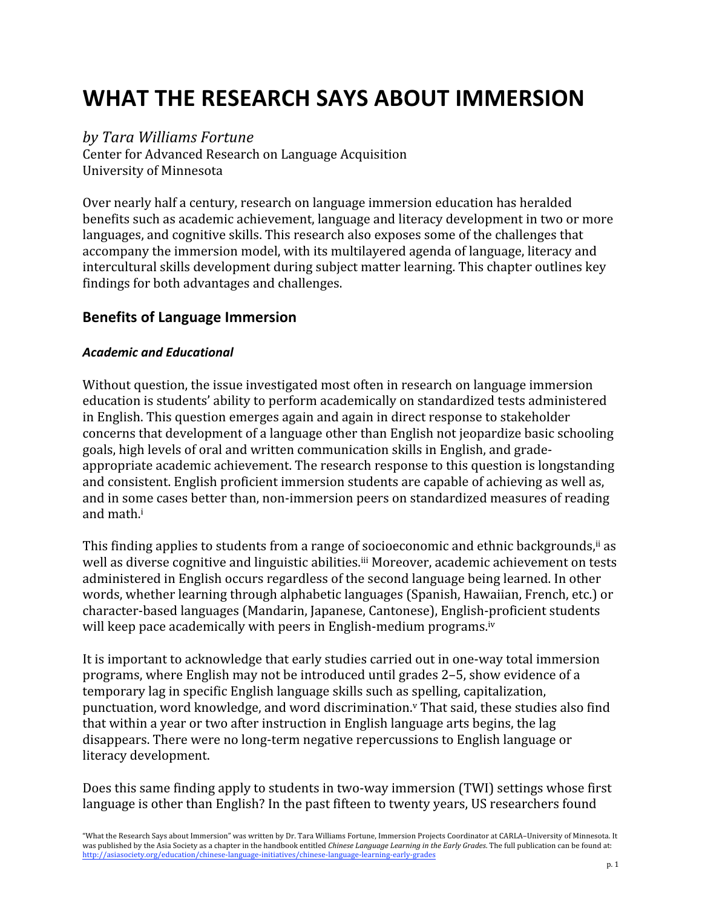# WHAT THE RESEARCH SAYS ABOUT IMMERSION

*by Tara Williams Fortune*
Center for Advanced Research on Language Acquisition
University of Minnesota

Over nearly half a century, research on language immersion education has heralded benefits such as academic achievement, language and literacy development in two or more languages, and cognitive skills. This research also exposes some of the challenges that accompany the immersion model, with its multilayered agenda of language, literacy and intercultural skills development during subject matter learning. This chapter outlines key findings for both advantages and challenges.

## Benefits of Language Immersion

### *Academic and Educational*

Without question, the issue investigated most often in research on language immersion education is students' ability to perform academically on standardized tests administered in English. This question emerges again and again in direct response to stakeholder concerns that development of a language other than English not jeopardize basic schooling goals, high levels of oral and written communication skills in English, and grade-appropriate academic achievement. The research response to this question is longstanding and consistent. English proficient immersion students are capable of achieving as well as, and in some cases better than, non-immersion peers on standardized measures of reading and math.[i]

This finding applies to students from a range of socioeconomic and ethnic backgrounds,[ii] as well as diverse cognitive and linguistic abilities.[iii] Moreover, academic achievement on tests administered in English occurs regardless of the second language being learned. In other words, whether learning through alphabetic languages (Spanish, Hawaiian, French, etc.) or character-based languages (Mandarin, Japanese, Cantonese), English-proficient students will keep pace academically with peers in English-medium programs.[iv]

It is important to acknowledge that early studies carried out in one-way total immersion programs, where English may not be introduced until grades 2–5, show evidence of a temporary lag in specific English language skills such as spelling, capitalization, punctuation, word knowledge, and word discrimination.[v] That said, these studies also find that within a year or two after instruction in English language arts begins, the lag disappears. There were no long-term negative repercussions to English language or literacy development.

Does this same finding apply to students in two-way immersion (TWI) settings whose first language is other than English? In the past fifteen to twenty years, US researchers found

"What the Research Says about Immersion" was written by Dr. Tara Williams Fortune, Immersion Projects Coordinator at CARLA–University of Minnesota. It was published by the Asia Society as a chapter in the handbook entitled *Chinese Language Learning in the Early Grades*. The full publication can be found at: http://asiasociety.org/education/chinese-language-initiatives/chinese-language-learning-early-grades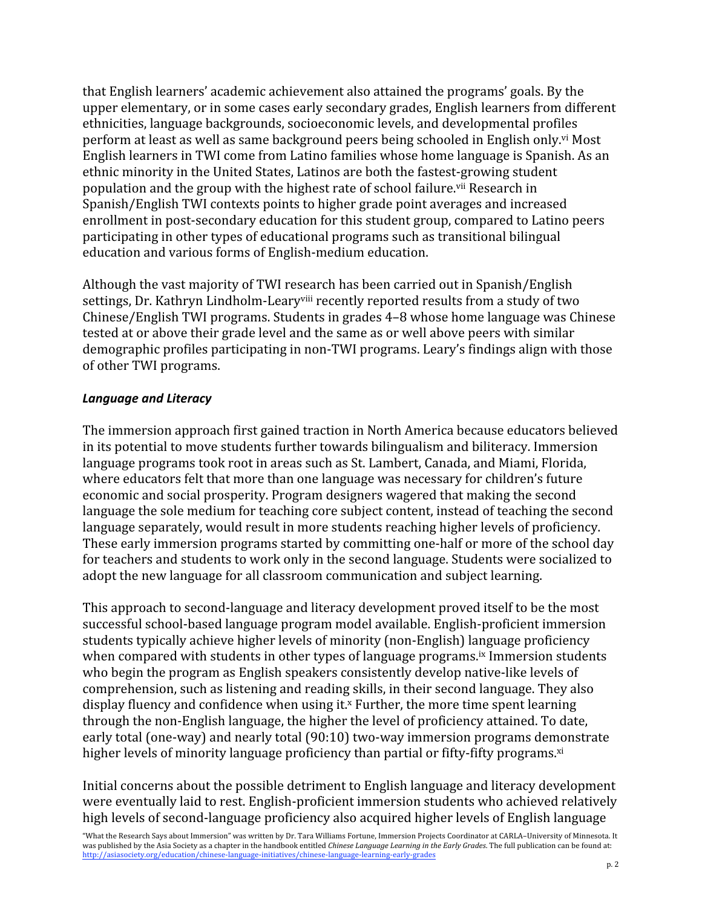that English learners' academic achievement also attained the programs' goals. By the upper elementary, or in some cases early secondary grades, English learners from different ethnicities, language backgrounds, socioeconomic levels, and developmental profiles perform at least as well as same background peers being schooled in English only.[vi] Most English learners in TWI come from Latino families whose home language is Spanish. As an ethnic minority in the United States, Latinos are both the fastest-growing student population and the group with the highest rate of school failure.[vii] Research in Spanish/English TWI contexts points to higher grade point averages and increased enrollment in post-secondary education for this student group, compared to Latino peers participating in other types of educational programs such as transitional bilingual education and various forms of English-medium education.

Although the vast majority of TWI research has been carried out in Spanish/English settings, Dr. Kathryn Lindholm-Leary[viii] recently reported results from a study of two Chinese/English TWI programs. Students in grades 4–8 whose home language was Chinese tested at or above their grade level and the same as or well above peers with similar demographic profiles participating in non-TWI programs. Leary's findings align with those of other TWI programs.

### *Language and Literacy*

The immersion approach first gained traction in North America because educators believed in its potential to move students further towards bilingualism and biliteracy. Immersion language programs took root in areas such as St. Lambert, Canada, and Miami, Florida, where educators felt that more than one language was necessary for children's future economic and social prosperity. Program designers wagered that making the second language the sole medium for teaching core subject content, instead of teaching the second language separately, would result in more students reaching higher levels of proficiency. These early immersion programs started by committing one-half or more of the school day for teachers and students to work only in the second language. Students were socialized to adopt the new language for all classroom communication and subject learning.

This approach to second-language and literacy development proved itself to be the most successful school-based language program model available. English-proficient immersion students typically achieve higher levels of minority (non-English) language proficiency when compared with students in other types of language programs.[ix] Immersion students who begin the program as English speakers consistently develop native-like levels of comprehension, such as listening and reading skills, in their second language. They also display fluency and confidence when using it.[x] Further, the more time spent learning through the non-English language, the higher the level of proficiency attained. To date, early total (one-way) and nearly total (90:10) two-way immersion programs demonstrate higher levels of minority language proficiency than partial or fifty-fifty programs.[xi]

Initial concerns about the possible detriment to English language and literacy development were eventually laid to rest. English-proficient immersion students who achieved relatively high levels of second-language proficiency also acquired higher levels of English language

"What the Research Says about Immersion" was written by Dr. Tara Williams Fortune, Immersion Projects Coordinator at CARLA–University of Minnesota. It was published by the Asia Society as a chapter in the handbook entitled *Chinese Language Learning in the Early Grades*. The full publication can be found at: http://asiasociety.org/education/chinese-language-initiatives/chinese-language-learning-early-grades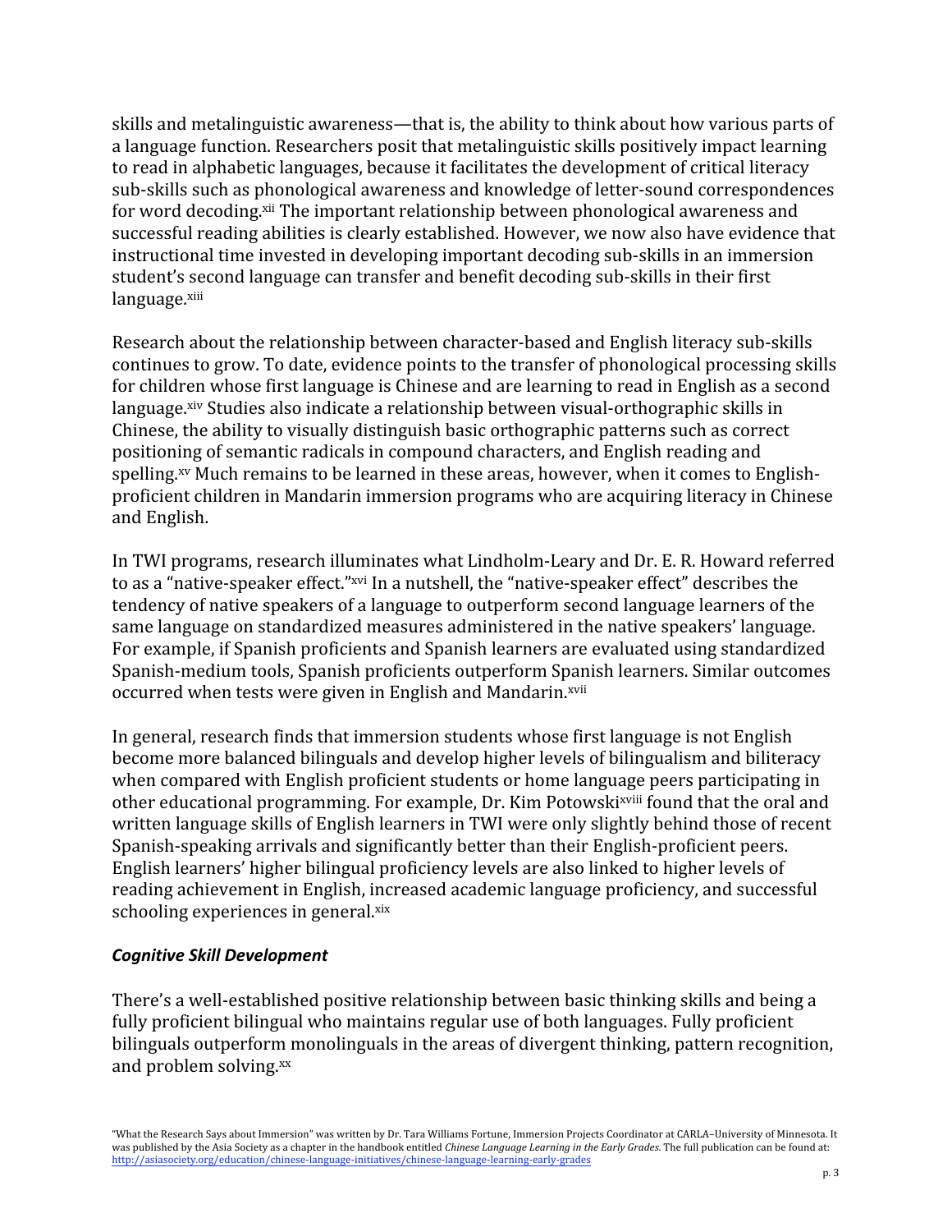skills and metalinguistic awareness—that is, the ability to think about how various parts of a language function. Researchers posit that metalinguistic skills positively impact learning to read in alphabetic languages, because it facilitates the development of critical literacy sub-skills such as phonological awareness and knowledge of letter-sound correspondences for word decoding.[xii] The important relationship between phonological awareness and successful reading abilities is clearly established. However, we now also have evidence that instructional time invested in developing important decoding sub-skills in an immersion student's second language can transfer and benefit decoding sub-skills in their first language.[xiii]

Research about the relationship between character-based and English literacy sub-skills continues to grow. To date, evidence points to the transfer of phonological processing skills for children whose first language is Chinese and are learning to read in English as a second language.[xiv] Studies also indicate a relationship between visual-orthographic skills in Chinese, the ability to visually distinguish basic orthographic patterns such as correct positioning of semantic radicals in compound characters, and English reading and spelling.[xv] Much remains to be learned in these areas, however, when it comes to English-proficient children in Mandarin immersion programs who are acquiring literacy in Chinese and English.

In TWI programs, research illuminates what Lindholm-Leary and Dr. E. R. Howard referred to as a "native-speaker effect."[xvi] In a nutshell, the "native-speaker effect" describes the tendency of native speakers of a language to outperform second language learners of the same language on standardized measures administered in the native speakers' language. For example, if Spanish proficients and Spanish learners are evaluated using standardized Spanish-medium tools, Spanish proficients outperform Spanish learners. Similar outcomes occurred when tests were given in English and Mandarin.[xvii]

In general, research finds that immersion students whose first language is not English become more balanced bilinguals and develop higher levels of bilingualism and biliteracy when compared with English proficient students or home language peers participating in other educational programming. For example, Dr. Kim Potowski[xviii] found that the oral and written language skills of English learners in TWI were only slightly behind those of recent Spanish-speaking arrivals and significantly better than their English-proficient peers. English learners' higher bilingual proficiency levels are also linked to higher levels of reading achievement in English, increased academic language proficiency, and successful schooling experiences in general.[xix]

### *Cognitive Skill Development*

There's a well-established positive relationship between basic thinking skills and being a fully proficient bilingual who maintains regular use of both languages. Fully proficient bilinguals outperform monolinguals in the areas of divergent thinking, pattern recognition, and problem solving.[xx]

"What the Research Says about Immersion" was written by Dr. Tara Williams Fortune, Immersion Projects Coordinator at CARLA–University of Minnesota. It was published by the Asia Society as a chapter in the handbook entitled *Chinese Language Learning in the Early Grades*. The full publication can be found at: http://asiasociety.org/education/chinese-language-initiatives/chinese-language-learning-early-grades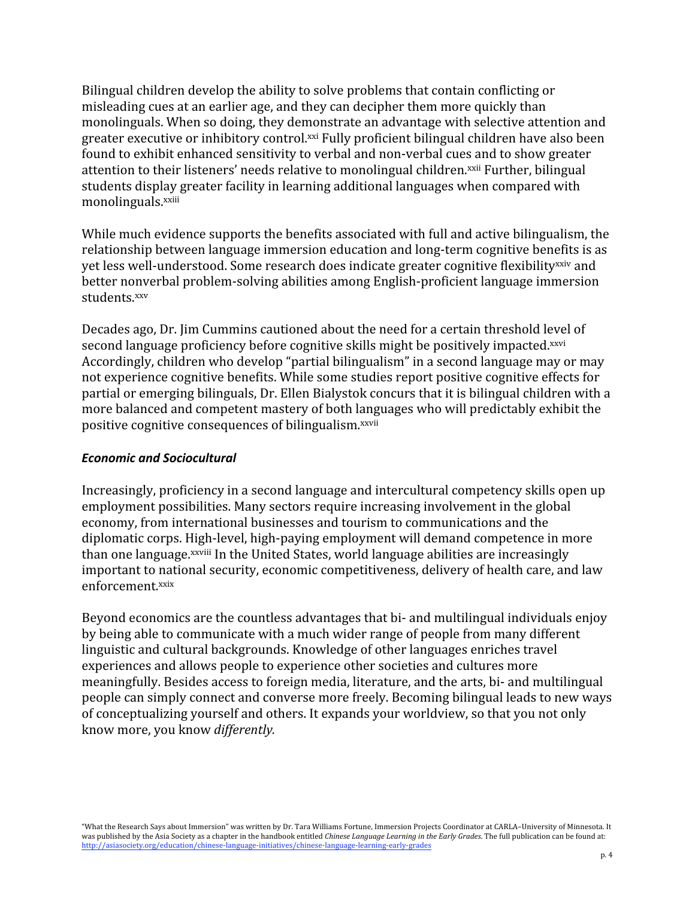Bilingual children develop the ability to solve problems that contain conflicting or misleading cues at an earlier age, and they can decipher them more quickly than monolinguals. When so doing, they demonstrate an advantage with selective attention and greater executive or inhibitory control.[xxi] Fully proficient bilingual children have also been found to exhibit enhanced sensitivity to verbal and non-verbal cues and to show greater attention to their listeners' needs relative to monolingual children.[xxii] Further, bilingual students display greater facility in learning additional languages when compared with monolinguals.[xxiii]

While much evidence supports the benefits associated with full and active bilingualism, the relationship between language immersion education and long-term cognitive benefits is as yet less well-understood. Some research does indicate greater cognitive flexibility[xxiv] and better nonverbal problem-solving abilities among English-proficient language immersion students.[xxv]

Decades ago, Dr. Jim Cummins cautioned about the need for a certain threshold level of second language proficiency before cognitive skills might be positively impacted.[xxvi] Accordingly, children who develop "partial bilingualism" in a second language may or may not experience cognitive benefits. While some studies report positive cognitive effects for partial or emerging bilinguals, Dr. Ellen Bialystok concurs that it is bilingual children with a more balanced and competent mastery of both languages who will predictably exhibit the positive cognitive consequences of bilingualism.[xxvii]

### *Economic and Sociocultural*

Increasingly, proficiency in a second language and intercultural competency skills open up employment possibilities. Many sectors require increasing involvement in the global economy, from international businesses and tourism to communications and the diplomatic corps. High-level, high-paying employment will demand competence in more than one language.[xxviii] In the United States, world language abilities are increasingly important to national security, economic competitiveness, delivery of health care, and law enforcement.[xxix]

Beyond economics are the countless advantages that bi- and multilingual individuals enjoy by being able to communicate with a much wider range of people from many different linguistic and cultural backgrounds. Knowledge of other languages enriches travel experiences and allows people to experience other societies and cultures more meaningfully. Besides access to foreign media, literature, and the arts, bi- and multilingual people can simply connect and converse more freely. Becoming bilingual leads to new ways of conceptualizing yourself and others. It expands your worldview, so that you not only know more, you know *differently.*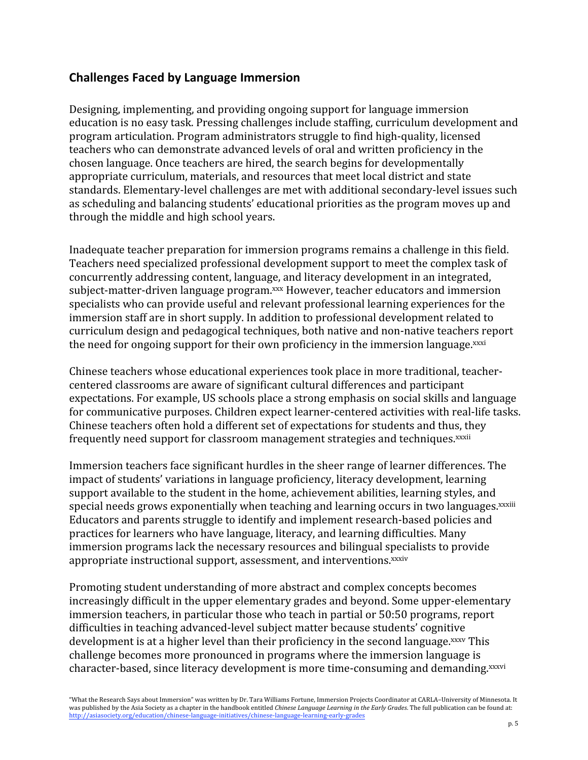## Challenges Faced by Language Immersion

Designing, implementing, and providing ongoing support for language immersion education is no easy task. Pressing challenges include staffing, curriculum development and program articulation. Program administrators struggle to find high-quality, licensed teachers who can demonstrate advanced levels of oral and written proficiency in the chosen language. Once teachers are hired, the search begins for developmentally appropriate curriculum, materials, and resources that meet local district and state standards. Elementary-level challenges are met with additional secondary-level issues such as scheduling and balancing students' educational priorities as the program moves up and through the middle and high school years.

Inadequate teacher preparation for immersion programs remains a challenge in this field. Teachers need specialized professional development support to meet the complex task of concurrently addressing content, language, and literacy development in an integrated, subject-matter-driven language program.[xxx] However, teacher educators and immersion specialists who can provide useful and relevant professional learning experiences for the immersion staff are in short supply. In addition to professional development related to curriculum design and pedagogical techniques, both native and non-native teachers report the need for ongoing support for their own proficiency in the immersion language.[xxxi]

Chinese teachers whose educational experiences took place in more traditional, teacher-centered classrooms are aware of significant cultural differences and participant expectations. For example, US schools place a strong emphasis on social skills and language for communicative purposes. Children expect learner-centered activities with real-life tasks. Chinese teachers often hold a different set of expectations for students and thus, they frequently need support for classroom management strategies and techniques.[xxxii]

Immersion teachers face significant hurdles in the sheer range of learner differences. The impact of students' variations in language proficiency, literacy development, learning support available to the student in the home, achievement abilities, learning styles, and special needs grows exponentially when teaching and learning occurs in two languages.[xxxiii] Educators and parents struggle to identify and implement research-based policies and practices for learners who have language, literacy, and learning difficulties. Many immersion programs lack the necessary resources and bilingual specialists to provide appropriate instructional support, assessment, and interventions.[xxxiv]

Promoting student understanding of more abstract and complex concepts becomes increasingly difficult in the upper elementary grades and beyond. Some upper-elementary immersion teachers, in particular those who teach in partial or 50:50 programs, report difficulties in teaching advanced-level subject matter because students' cognitive development is at a higher level than their proficiency in the second language.[xxxv] This challenge becomes more pronounced in programs where the immersion language is character-based, since literacy development is more time-consuming and demanding.[xxxvi]

"What the Research Says about Immersion" was written by Dr. Tara Williams Fortune, Immersion Projects Coordinator at CARLA–University of Minnesota. It was published by the Asia Society as a chapter in the handbook entitled *Chinese Language Learning in the Early Grades*. The full publication can be found at: http://asiasociety.org/education/chinese-language-initiatives/chinese-language-learning-early-grades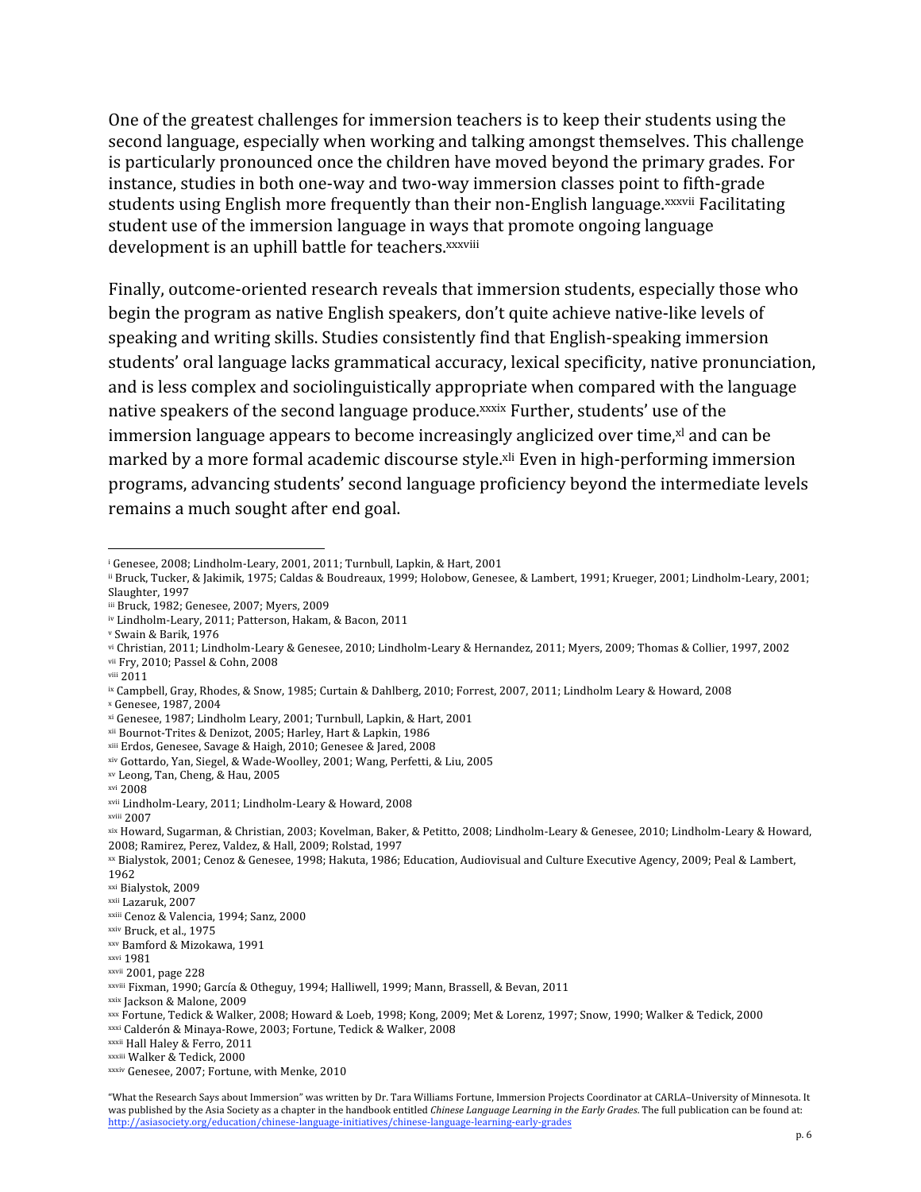One of the greatest challenges for immersion teachers is to keep their students using the second language, especially when working and talking amongst themselves. This challenge is particularly pronounced once the children have moved beyond the primary grades. For instance, studies in both one-way and two-way immersion classes point to fifth-grade students using English more frequently than their non-English language.[xxxvii] Facilitating student use of the immersion language in ways that promote ongoing language development is an uphill battle for teachers.[xxxviii]

Finally, outcome-oriented research reveals that immersion students, especially those who begin the program as native English speakers, don't quite achieve native-like levels of speaking and writing skills. Studies consistently find that English-speaking immersion students' oral language lacks grammatical accuracy, lexical specificity, native pronunciation, and is less complex and sociolinguistically appropriate when compared with the language native speakers of the second language produce.[xxxix] Further, students' use of the immersion language appears to become increasingly anglicized over time,[xl] and can be marked by a more formal academic discourse style.[xli] Even in high-performing immersion programs, advancing students' second language proficiency beyond the intermediate levels remains a much sought after end goal.

---

[i] Genesee, 2008; Lindholm-Leary, 2001, 2011; Turnbull, Lapkin, & Hart, 2001
[ii] Bruck, Tucker, & Jakimik, 1975; Caldas & Boudreaux, 1999; Holobow, Genesee, & Lambert, 1991; Krueger, 2001; Lindholm-Leary, 2001; Slaughter, 1997
[iii] Bruck, 1982; Genesee, 2007; Myers, 2009
[iv] Lindholm-Leary, 2011; Patterson, Hakam, & Bacon, 2011
[v] Swain & Barik, 1976
[vi] Christian, 2011; Lindholm-Leary & Genesee, 2010; Lindholm-Leary & Hernandez, 2011; Myers, 2009; Thomas & Collier, 1997, 2002
[vii] Fry, 2010; Passel & Cohn, 2008
[viii] 2011
[ix] Campbell, Gray, Rhodes, & Snow, 1985; Curtain & Dahlberg, 2010; Forrest, 2007, 2011; Lindholm Leary & Howard, 2008
[x] Genesee, 1987, 2004
[xi] Genesee, 1987; Lindholm Leary, 2001; Turnbull, Lapkin, & Hart, 2001
[xii] Bournot-Trites & Denizot, 2005; Harley, Hart & Lapkin, 1986
[xiii] Erdos, Genesee, Savage & Haigh, 2010; Genesee & Jared, 2008
[xiv] Gottardo, Yan, Siegel, & Wade-Woolley, 2001; Wang, Perfetti, & Liu, 2005
[xv] Leong, Tan, Cheng, & Hau, 2005
[xvi] 2008
[xvii] Lindholm-Leary, 2011; Lindholm-Leary & Howard, 2008
[xviii] 2007
[xix] Howard, Sugarman, & Christian, 2003; Kovelman, Baker, & Petitto, 2008; Lindholm-Leary & Genesee, 2010; Lindholm-Leary & Howard, 2008; Ramirez, Perez, Valdez, & Hall, 2009; Rolstad, 1997
[xx] Bialystok, 2001; Cenoz & Genesee, 1998; Hakuta, 1986; Education, Audiovisual and Culture Executive Agency, 2009; Peal & Lambert, 1962
[xxi] Bialystok, 2009
[xxii] Lazaruk, 2007
[xxiii] Cenoz & Valencia, 1994; Sanz, 2000
[xxiv] Bruck, et al., 1975
[xxv] Bamford & Mizokawa, 1991
[xxvi] 1981
[xxvii] 2001, page 228
[xxviii] Fixman, 1990; García & Otheguy, 1994; Halliwell, 1999; Mann, Brassell, & Bevan, 2011
[xxix] Jackson & Malone, 2009
[xxx] Fortune, Tedick & Walker, 2008; Howard & Loeb, 1998; Kong, 2009; Met & Lorenz, 1997; Snow, 1990; Walker & Tedick, 2000
[xxxi] Calderón & Minaya-Rowe, 2003; Fortune, Tedick & Walker, 2008
[xxxii] Hall Haley & Ferro, 2011
[xxxiii] Walker & Tedick, 2000
[xxxiv] Genesee, 2007; Fortune, with Menke, 2010

"What the Research Says about Immersion" was written by Dr. Tara Williams Fortune, Immersion Projects Coordinator at CARLA–University of Minnesota. It was published by the Asia Society as a chapter in the handbook entitled *Chinese Language Learning in the Early Grades*. The full publication can be found at: http://asiasociety.org/education/chinese-language-initiatives/chinese-language-learning-early-grades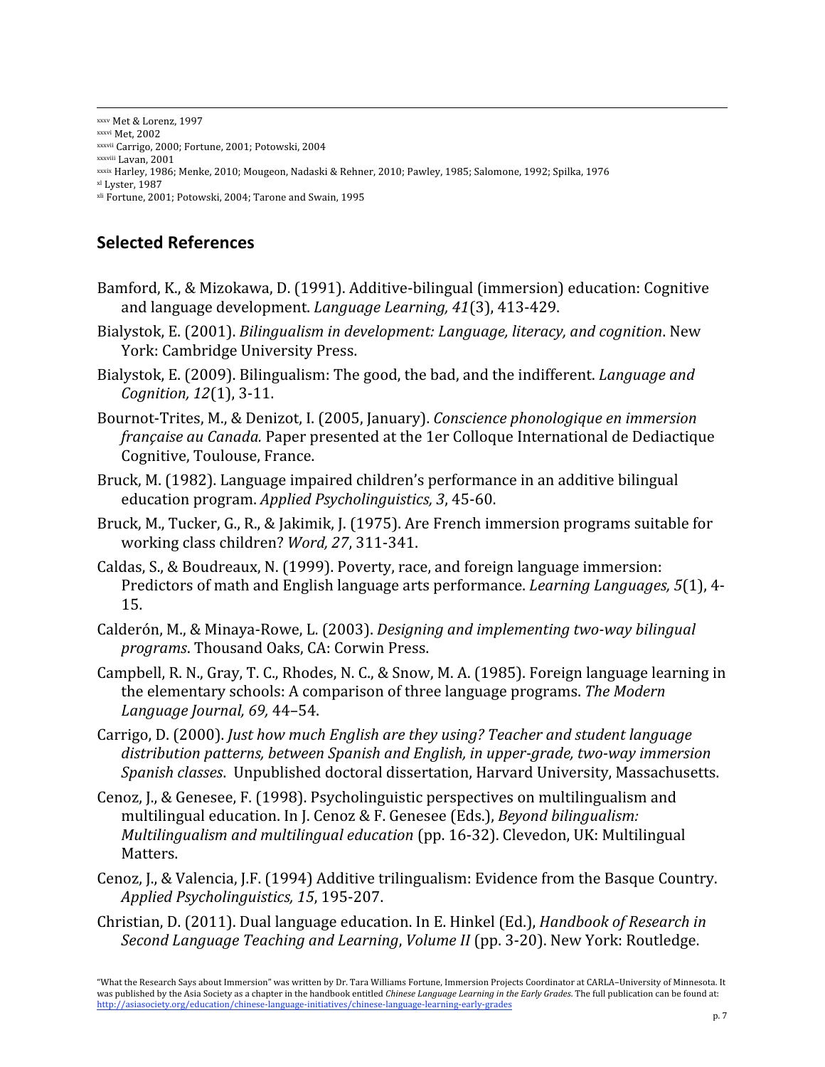[xxxv] Met & Lorenz, 1997

[xxxvi] Met, 2002

[xxxvii] Carrigo, 2000; Fortune, 2001; Potowski, 2004

[xxxviii] Lavan, 2001

[xxxix] Harley, 1986; Menke, 2010; Mougeon, Nadaski & Rehner, 2010; Pawley, 1985; Salomone, 1992; Spilka, 1976

[xl] Lyster, 1987

[xli] Fortune, 2001; Potowski, 2004; Tarone and Swain, 1995

## Selected References

Bamford, K., & Mizokawa, D. (1991). Additive-bilingual (immersion) education: Cognitive and language development. *Language Learning, 41*(3), 413-429.

Bialystok, E. (2001). *Bilingualism in development: Language, literacy, and cognition*. New York: Cambridge University Press.

Bialystok, E. (2009). Bilingualism: The good, the bad, and the indifferent. *Language and Cognition, 12*(1), 3-11.

Bournot-Trites, M., & Denizot, I. (2005, January). *Conscience phonologique en immersion française au Canada.* Paper presented at the 1er Colloque International de Dediactique Cognitive, Toulouse, France.

Bruck, M. (1982). Language impaired children's performance in an additive bilingual education program. *Applied Psycholinguistics, 3*, 45-60.

Bruck, M., Tucker, G., R., & Jakimik, J. (1975). Are French immersion programs suitable for working class children? *Word, 27*, 311-341.

Caldas, S., & Boudreaux, N. (1999). Poverty, race, and foreign language immersion: Predictors of math and English language arts performance. *Learning Languages, 5*(1), 4-15.

Calderón, M., & Minaya-Rowe, L. (2003). *Designing and implementing two-way bilingual programs*. Thousand Oaks, CA: Corwin Press.

Campbell, R. N., Gray, T. C., Rhodes, N. C., & Snow, M. A. (1985). Foreign language learning in the elementary schools: A comparison of three language programs. *The Modern Language Journal, 69,* 44–54.

Carrigo, D. (2000). *Just how much English are they using? Teacher and student language distribution patterns, between Spanish and English, in upper-grade, two-way immersion Spanish classes*. Unpublished doctoral dissertation, Harvard University, Massachusetts.

Cenoz, J., & Genesee, F. (1998). Psycholinguistic perspectives on multilingualism and multilingual education. In J. Cenoz & F. Genesee (Eds.), *Beyond bilingualism: Multilingualism and multilingual education* (pp. 16-32). Clevedon, UK: Multilingual Matters.

Cenoz, J., & Valencia, J.F. (1994) Additive trilingualism: Evidence from the Basque Country. *Applied Psycholinguistics, 15*, 195-207.

Christian, D. (2011). Dual language education. In E. Hinkel (Ed.), *Handbook of Research in Second Language Teaching and Learning*, *Volume II* (pp. 3-20). New York: Routledge.

"What the Research Says about Immersion" was written by Dr. Tara Williams Fortune, Immersion Projects Coordinator at CARLA–University of Minnesota. It was published by the Asia Society as a chapter in the handbook entitled *Chinese Language Learning in the Early Grades.* The full publication can be found at: http://asiasociety.org/education/chinese-language-initiatives/chinese-language-learning-early-grades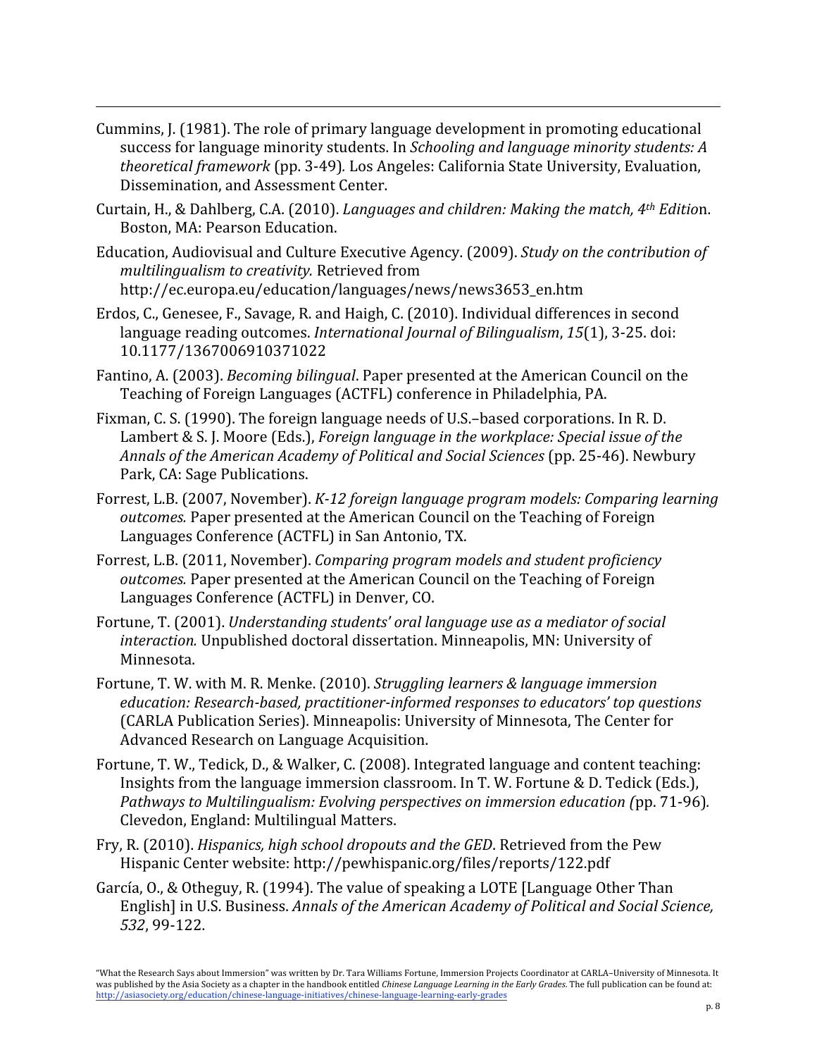Cummins, J. (1981). The role of primary language development in promoting educational success for language minority students. In *Schooling and language minority students: A theoretical framework* (pp. 3-49)*.* Los Angeles: California State University, Evaluation, Dissemination, and Assessment Center.

Curtain, H., & Dahlberg, C.A. (2010). *Languages and children: Making the match, 4th Editio*n. Boston, MA: Pearson Education.

Education, Audiovisual and Culture Executive Agency. (2009). *Study on the contribution of multilingualism to creativity.* Retrieved from http://ec.europa.eu/education/languages/news/news3653_en.htm

Erdos, C., Genesee, F., Savage, R. and Haigh, C. (2010). Individual differences in second language reading outcomes. *International Journal of Bilingualism*, *15*(1), 3-25. doi: 10.1177/1367006910371022

Fantino, A. (2003). *Becoming bilingual*. Paper presented at the American Council on the Teaching of Foreign Languages (ACTFL) conference in Philadelphia, PA.

Fixman, C. S. (1990). The foreign language needs of U.S.–based corporations. In R. D. Lambert & S. J. Moore (Eds.), *Foreign language in the workplace: Special issue of the Annals of the American Academy of Political and Social Sciences* (pp. 25-46). Newbury Park, CA: Sage Publications.

Forrest, L.B. (2007, November). *K-12 foreign language program models: Comparing learning outcomes.* Paper presented at the American Council on the Teaching of Foreign Languages Conference (ACTFL) in San Antonio, TX.

Forrest, L.B. (2011, November). *Comparing program models and student proficiency outcomes.* Paper presented at the American Council on the Teaching of Foreign Languages Conference (ACTFL) in Denver, CO.

Fortune, T. (2001). *Understanding students' oral language use as a mediator of social interaction.* Unpublished doctoral dissertation. Minneapolis, MN: University of Minnesota.

Fortune, T. W. with M. R. Menke. (2010). *Struggling learners & language immersion education: Research-based, practitioner-informed responses to educators' top questions* (CARLA Publication Series). Minneapolis: University of Minnesota, The Center for Advanced Research on Language Acquisition.

Fortune, T. W., Tedick, D., & Walker, C. (2008). Integrated language and content teaching: Insights from the language immersion classroom. In T. W. Fortune & D. Tedick (Eds.), *Pathways to Multilingualism: Evolving perspectives on immersion education (*pp. 71-96)*.* Clevedon, England: Multilingual Matters.

Fry, R. (2010). *Hispanics, high school dropouts and the GED*. Retrieved from the Pew Hispanic Center website: http://pewhispanic.org/files/reports/122.pdf

García, O., & Otheguy, R. (1994). The value of speaking a LOTE [Language Other Than English] in U.S. Business. *Annals of the American Academy of Political and Social Science, 532*, 99-122.

"What the Research Says about Immersion" was written by Dr. Tara Williams Fortune, Immersion Projects Coordinator at CARLA–University of Minnesota. It was published by the Asia Society as a chapter in the handbook entitled *Chinese Language Learning in the Early Grades.* The full publication can be found at: http://asiasociety.org/education/chinese-language-initiatives/chinese-language-learning-early-grades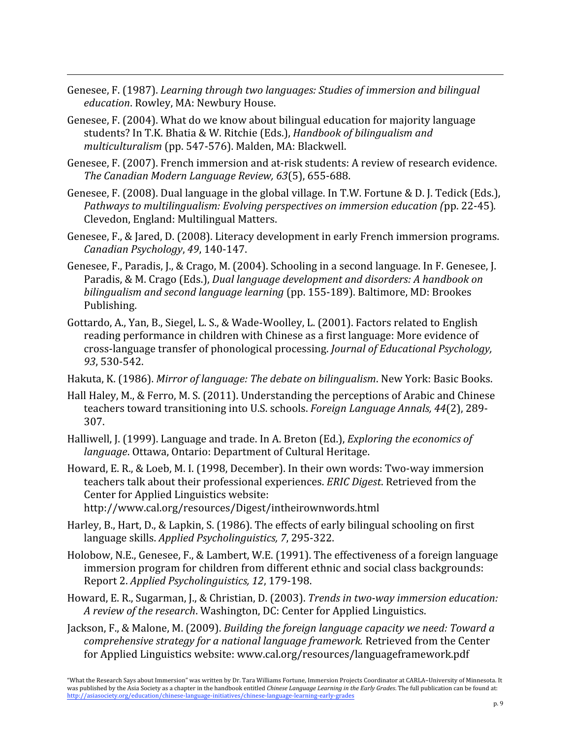Genesee, F. (1987). *Learning through two languages: Studies of immersion and bilingual education*. Rowley, MA: Newbury House.

Genesee, F. (2004). What do we know about bilingual education for majority language students? In T.K. Bhatia & W. Ritchie (Eds.), *Handbook of bilingualism and multiculturalism* (pp. 547-576). Malden, MA: Blackwell.

Genesee, F. (2007). French immersion and at-risk students: A review of research evidence. *The Canadian Modern Language Review, 63*(5), 655-688.

Genesee, F. (2008). Dual language in the global village. In T.W. Fortune & D. J. Tedick (Eds.), *Pathways to multilingualism: Evolving perspectives on immersion education (*pp. 22-45)*.* Clevedon, England: Multilingual Matters.

Genesee, F., & Jared, D. (2008). Literacy development in early French immersion programs. *Canadian Psychology*, *49*, 140-147.

Genesee, F., Paradis, J., & Crago, M. (2004). Schooling in a second language. In F. Genesee, J. Paradis, & M. Crago (Eds.), *Dual language development and disorders: A handbook on bilingualism and second language learning* (pp. 155-189). Baltimore, MD: Brookes Publishing.

Gottardo, A., Yan, B., Siegel, L. S., & Wade-Woolley, L. (2001). Factors related to English reading performance in children with Chinese as a first language: More evidence of cross-language transfer of phonological processing. *Journal of Educational Psychology, 93*, 530-542.

Hakuta, K. (1986). *Mirror of language: The debate on bilingualism*. New York: Basic Books.

Hall Haley, M., & Ferro, M. S. (2011). Understanding the perceptions of Arabic and Chinese teachers toward transitioning into U.S. schools. *Foreign Language Annals, 44*(2), 289-307.

Halliwell, J. (1999). Language and trade. In A. Breton (Ed.), *Exploring the economics of language*. Ottawa, Ontario: Department of Cultural Heritage.

Howard, E. R., & Loeb, M. I. (1998, December). In their own words: Two-way immersion teachers talk about their professional experiences. *ERIC Digest*. Retrieved from the Center for Applied Linguistics website: http://www.cal.org/resources/Digest/intheirownwords.html

Harley, B., Hart, D., & Lapkin, S. (1986). The effects of early bilingual schooling on first language skills. *Applied Psycholinguistics, 7*, 295-322.

Holobow, N.E., Genesee, F., & Lambert, W.E. (1991). The effectiveness of a foreign language immersion program for children from different ethnic and social class backgrounds: Report 2. *Applied Psycholinguistics, 12*, 179-198.

Howard, E. R., Sugarman, J., & Christian, D. (2003). *Trends in two-way immersion education: A review of the research*. Washington, DC: Center for Applied Linguistics.

Jackson, F., & Malone, M. (2009). *Building the foreign language capacity we need: Toward a comprehensive strategy for a national language framework.* Retrieved from the Center for Applied Linguistics website: www.cal.org/resources/languageframework.pdf

"What the Research Says about Immersion" was written by Dr. Tara Williams Fortune, Immersion Projects Coordinator at CARLA–University of Minnesota. It was published by the Asia Society as a chapter in the handbook entitled *Chinese Language Learning in the Early Grades*. The full publication can be found at: http://asiasociety.org/education/chinese-language-initiatives/chinese-language-learning-early-grades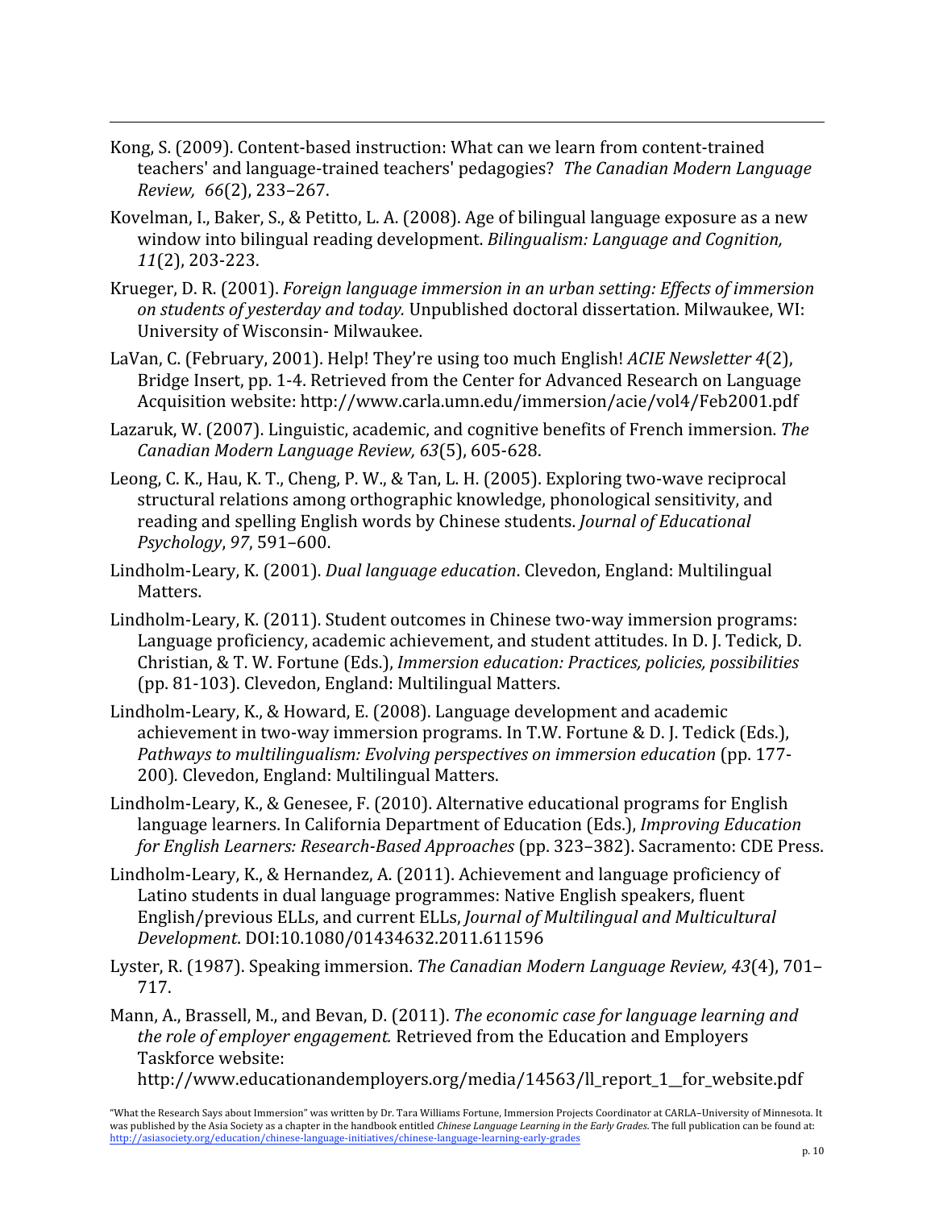Kong, S. (2009). Content-based instruction: What can we learn from content-trained teachers' and language-trained teachers' pedagogies? *The Canadian Modern Language Review, 66*(2), 233–267.

Kovelman, I., Baker, S., & Petitto, L. A. (2008). Age of bilingual language exposure as a new window into bilingual reading development. *Bilingualism: Language and Cognition, 11*(2), 203-223.

Krueger, D. R. (2001). *Foreign language immersion in an urban setting: Effects of immersion on students of yesterday and today.* Unpublished doctoral dissertation. Milwaukee, WI: University of Wisconsin- Milwaukee.

LaVan, C. (February, 2001). Help! They're using too much English! *ACIE Newsletter 4*(2), Bridge Insert, pp. 1-4. Retrieved from the Center for Advanced Research on Language Acquisition website: http://www.carla.umn.edu/immersion/acie/vol4/Feb2001.pdf

Lazaruk, W. (2007). Linguistic, academic, and cognitive benefits of French immersion. *The Canadian Modern Language Review, 63*(5), 605-628.

Leong, C. K., Hau, K. T., Cheng, P. W., & Tan, L. H. (2005). Exploring two-wave reciprocal structural relations among orthographic knowledge, phonological sensitivity, and reading and spelling English words by Chinese students. *Journal of Educational Psychology*, *97*, 591–600.

Lindholm-Leary, K. (2001). *Dual language education*. Clevedon, England: Multilingual Matters.

Lindholm-Leary, K. (2011). Student outcomes in Chinese two-way immersion programs: Language proficiency, academic achievement, and student attitudes. In D. J. Tedick, D. Christian, & T. W. Fortune (Eds.), *Immersion education: Practices, policies, possibilities* (pp. 81-103). Clevedon, England: Multilingual Matters.

Lindholm-Leary, K., & Howard, E. (2008). Language development and academic achievement in two-way immersion programs. In T.W. Fortune & D. J. Tedick (Eds.), *Pathways to multilingualism: Evolving perspectives on immersion education* (pp. 177-200)*.* Clevedon, England: Multilingual Matters.

Lindholm-Leary, K., & Genesee, F. (2010). Alternative educational programs for English language learners. In California Department of Education (Eds.), *Improving Education for English Learners: Research-Based Approaches* (pp. 323–382). Sacramento: CDE Press.

Lindholm-Leary, K., & Hernandez, A. (2011). Achievement and language proficiency of Latino students in dual language programmes: Native English speakers, fluent English/previous ELLs, and current ELLs, *Journal of Multilingual and Multicultural Development*. DOI:10.1080/01434632.2011.611596

Lyster, R. (1987). Speaking immersion. *The Canadian Modern Language Review, 43*(4), 701–717.

Mann, A., Brassell, M., and Bevan, D. (2011). *The economic case for language learning and the role of employer engagement.* Retrieved from the Education and Employers Taskforce website: http://www.educationandemployers.org/media/14563/ll_report_1__for_website.pdf

"What the Research Says about Immersion" was written by Dr. Tara Williams Fortune, Immersion Projects Coordinator at CARLA–University of Minnesota. It was published by the Asia Society as a chapter in the handbook entitled *Chinese Language Learning in the Early Grades.* The full publication can be found at: http://asiasociety.org/education/chinese-language-initiatives/chinese-language-learning-early-grades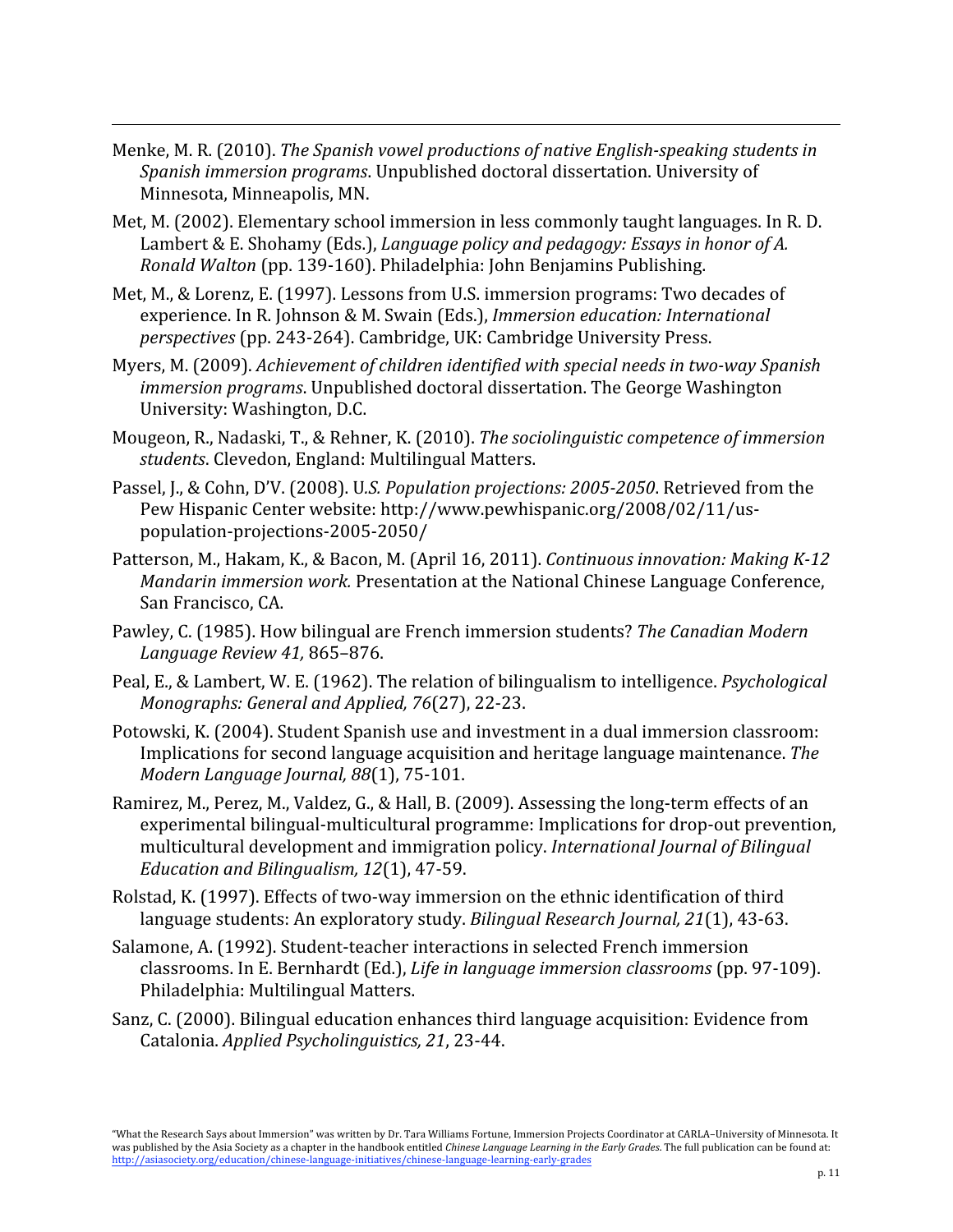Menke, M. R. (2010). *The Spanish vowel productions of native English-speaking students in Spanish immersion programs*. Unpublished doctoral dissertation. University of Minnesota, Minneapolis, MN.

Met, M. (2002). Elementary school immersion in less commonly taught languages. In R. D. Lambert & E. Shohamy (Eds.), *Language policy and pedagogy: Essays in honor of A. Ronald Walton* (pp. 139-160). Philadelphia: John Benjamins Publishing.

Met, M., & Lorenz, E. (1997). Lessons from U.S. immersion programs: Two decades of experience. In R. Johnson & M. Swain (Eds.), *Immersion education: International perspectives* (pp. 243-264). Cambridge, UK: Cambridge University Press.

Myers, M. (2009). *Achievement of children identified with special needs in two-way Spanish immersion programs*. Unpublished doctoral dissertation. The George Washington University: Washington, D.C.

Mougeon, R., Nadaski, T., & Rehner, K. (2010). *The sociolinguistic competence of immersion students*. Clevedon, England: Multilingual Matters.

Passel, J., & Cohn, D'V. (2008). U*.S. Population projections: 2005-2050*. Retrieved from the Pew Hispanic Center website: http://www.pewhispanic.org/2008/02/11/us-population-projections-2005-2050/

Patterson, M., Hakam, K., & Bacon, M. (April 16, 2011). *Continuous innovation: Making K-12 Mandarin immersion work.* Presentation at the National Chinese Language Conference, San Francisco, CA.

Pawley, C. (1985). How bilingual are French immersion students? *The Canadian Modern Language Review 41,* 865–876.

Peal, E., & Lambert, W. E. (1962). The relation of bilingualism to intelligence. *Psychological Monographs: General and Applied, 76*(27), 22-23.

Potowski, K. (2004). Student Spanish use and investment in a dual immersion classroom: Implications for second language acquisition and heritage language maintenance. *The Modern Language Journal, 88*(1), 75-101.

Ramirez, M., Perez, M., Valdez, G., & Hall, B. (2009). Assessing the long-term effects of an experimental bilingual-multicultural programme: Implications for drop-out prevention, multicultural development and immigration policy. *International Journal of Bilingual Education and Bilingualism, 12*(1), 47-59.

Rolstad, K. (1997). Effects of two-way immersion on the ethnic identification of third language students: An exploratory study. *Bilingual Research Journal, 21*(1), 43-63.

Salamone, A. (1992). Student-teacher interactions in selected French immersion classrooms. In E. Bernhardt (Ed.), *Life in language immersion classrooms* (pp. 97-109). Philadelphia: Multilingual Matters.

Sanz, C. (2000). Bilingual education enhances third language acquisition: Evidence from Catalonia. *Applied Psycholinguistics, 21*, 23-44.

"What the Research Says about Immersion" was written by Dr. Tara Williams Fortune, Immersion Projects Coordinator at CARLA–University of Minnesota. It was published by the Asia Society as a chapter in the handbook entitled *Chinese Language Learning in the Early Grades.* The full publication can be found at: http://asiasociety.org/education/chinese-language-initiatives/chinese-language-learning-early-grades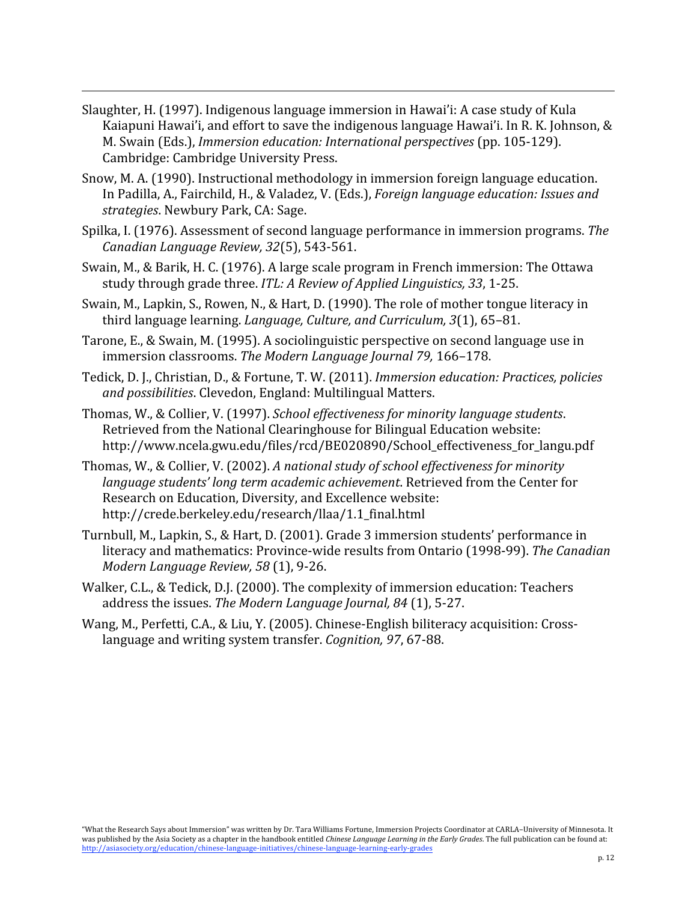Slaughter, H. (1997). Indigenous language immersion in Hawai'i: A case study of Kula Kaiapuni Hawai'i, and effort to save the indigenous language Hawai'i. In R. K. Johnson, & M. Swain (Eds.), *Immersion education: International perspectives* (pp. 105-129). Cambridge: Cambridge University Press.

Snow, M. A. (1990). Instructional methodology in immersion foreign language education. In Padilla, A., Fairchild, H., & Valadez, V. (Eds.), *Foreign language education: Issues and strategies*. Newbury Park, CA: Sage.

Spilka, I. (1976). Assessment of second language performance in immersion programs. *The Canadian Language Review, 32*(5), 543-561.

Swain, M., & Barik, H. C. (1976). A large scale program in French immersion: The Ottawa study through grade three. *ITL: A Review of Applied Linguistics, 33*, 1-25.

Swain, M., Lapkin, S., Rowen, N., & Hart, D. (1990). The role of mother tongue literacy in third language learning. *Language, Culture, and Curriculum, 3*(1), 65–81.

Tarone, E., & Swain, M. (1995). A sociolinguistic perspective on second language use in immersion classrooms. *The Modern Language Journal 79,* 166–178.

Tedick, D. J., Christian, D., & Fortune, T. W. (2011). *Immersion education: Practices, policies and possibilities*. Clevedon, England: Multilingual Matters.

Thomas, W., & Collier, V. (1997). *School effectiveness for minority language students*. Retrieved from the National Clearinghouse for Bilingual Education website: http://www.ncela.gwu.edu/files/rcd/BE020890/School_effectiveness_for_langu.pdf

Thomas, W., & Collier, V. (2002). *A national study of school effectiveness for minority language students' long term academic achievement*. Retrieved from the Center for Research on Education, Diversity, and Excellence website: http://crede.berkeley.edu/research/llaa/1.1_final.html

Turnbull, M., Lapkin, S., & Hart, D. (2001). Grade 3 immersion students' performance in literacy and mathematics: Province-wide results from Ontario (1998-99). *The Canadian Modern Language Review, 58* (1), 9-26.

Walker, C.L., & Tedick, D.J. (2000). The complexity of immersion education: Teachers address the issues. *The Modern Language Journal, 84* (1), 5-27.

Wang, M., Perfetti, C.A., & Liu, Y. (2005). Chinese-English biliteracy acquisition: Cross-language and writing system transfer. *Cognition, 97*, 67-88.

"What the Research Says about Immersion" was written by Dr. Tara Williams Fortune, Immersion Projects Coordinator at CARLA–University of Minnesota. It was published by the Asia Society as a chapter in the handbook entitled *Chinese Language Learning in the Early Grades*. The full publication can be found at: http://asiasociety.org/education/chinese-language-initiatives/chinese-language-learning-early-grades